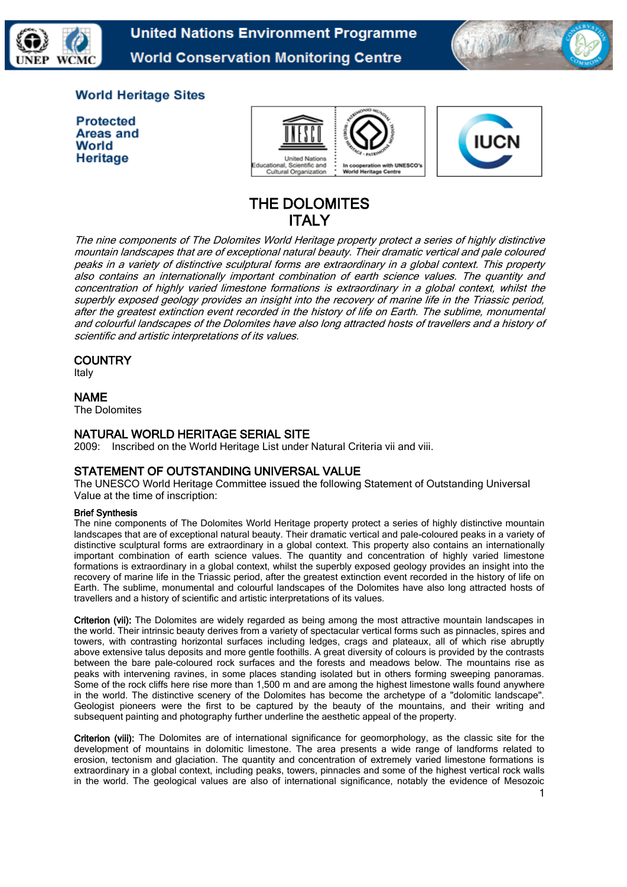United Nations Environment Programme
World Conservation Monitoring Centre

World Heritage Sites

Protected Areas and World Heritage

# THE DOLOMITES
# ITALY

*The nine components of The Dolomites World Heritage property protect a series of highly distinctive mountain landscapes that are of exceptional natural beauty. Their dramatic vertical and pale coloured peaks in a variety of distinctive sculptural forms are extraordinary in a global context. This property also contains an internationally important combination of earth science values. The quantity and concentration of highly varied limestone formations is extraordinary in a global context, whilst the superbly exposed geology provides an insight into the recovery of marine life in the Triassic period, after the greatest extinction event recorded in the history of life on Earth. The sublime, monumental and colourful landscapes of the Dolomites have also long attracted hosts of travellers and a history of scientific and artistic interpretations of its values.*

## COUNTRY

Italy

## NAME

The Dolomites

## NATURAL WORLD HERITAGE SERIAL SITE

2009: Inscribed on the World Heritage List under Natural Criteria vii and viii.

## STATEMENT OF OUTSTANDING UNIVERSAL VALUE

The UNESCO World Heritage Committee issued the following Statement of Outstanding Universal Value at the time of inscription:

### Brief Synthesis

The nine components of The Dolomites World Heritage property protect a series of highly distinctive mountain landscapes that are of exceptional natural beauty. Their dramatic vertical and pale-coloured peaks in a variety of distinctive sculptural forms are extraordinary in a global context. This property also contains an internationally important combination of earth science values. The quantity and concentration of highly varied limestone formations is extraordinary in a global context, whilst the superbly exposed geology provides an insight into the recovery of marine life in the Triassic period, after the greatest extinction event recorded in the history of life on Earth. The sublime, monumental and colourful landscapes of the Dolomites have also long attracted hosts of travellers and a history of scientific and artistic interpretations of its values.

**Criterion (vii):** The Dolomites are widely regarded as being among the most attractive mountain landscapes in the world. Their intrinsic beauty derives from a variety of spectacular vertical forms such as pinnacles, spires and towers, with contrasting horizontal surfaces including ledges, crags and plateaux, all of which rise abruptly above extensive talus deposits and more gentle foothills. A great diversity of colours is provided by the contrasts between the bare pale-coloured rock surfaces and the forests and meadows below. The mountains rise as peaks with intervening ravines, in some places standing isolated but in others forming sweeping panoramas. Some of the rock cliffs here rise more than 1,500 m and are among the highest limestone walls found anywhere in the world. The distinctive scenery of the Dolomites has become the archetype of a "dolomitic landscape". Geologist pioneers were the first to be captured by the beauty of the mountains, and their writing and subsequent painting and photography further underline the aesthetic appeal of the property.

**Criterion (viii):** The Dolomites are of international significance for geomorphology, as the classic site for the development of mountains in dolomitic limestone. The area presents a wide range of landforms related to erosion, tectonism and glaciation. The quantity and concentration of extremely varied limestone formations is extraordinary in a global context, including peaks, towers, pinnacles and some of the highest vertical rock walls in the world. The geological values are also of international significance, notably the evidence of Mesozoic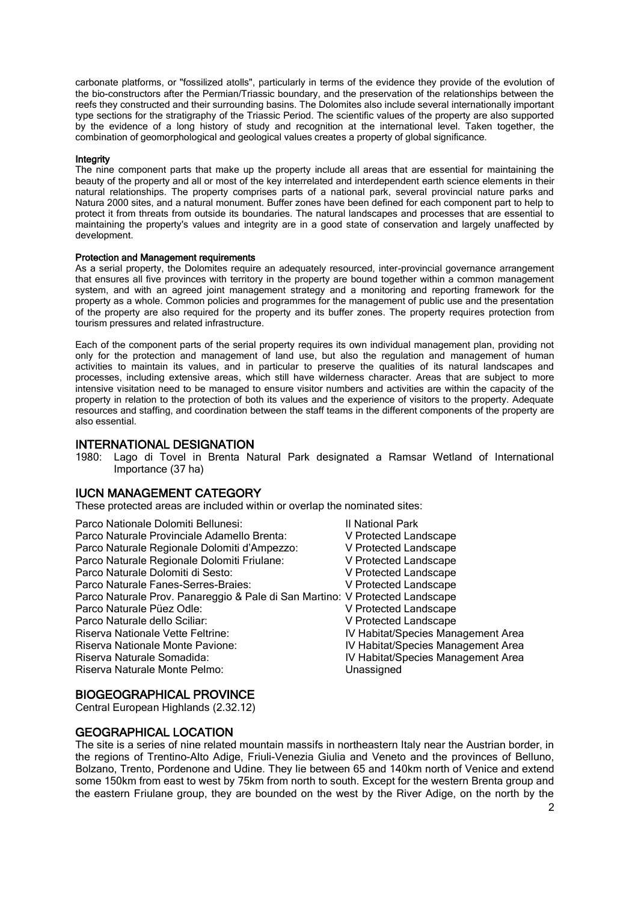carbonate platforms, or "fossilized atolls", particularly in terms of the evidence they provide of the evolution of the bio-constructors after the Permian/Triassic boundary, and the preservation of the relationships between the reefs they constructed and their surrounding basins. The Dolomites also include several internationally important type sections for the stratigraphy of the Triassic Period. The scientific values of the property are also supported by the evidence of a long history of study and recognition at the international level. Taken together, the combination of geomorphological and geological values creates a property of global significance.

**Integrity**

The nine component parts that make up the property include all areas that are essential for maintaining the beauty of the property and all or most of the key interrelated and interdependent earth science elements in their natural relationships. The property comprises parts of a national park, several provincial nature parks and Natura 2000 sites, and a natural monument. Buffer zones have been defined for each component part to help to protect it from threats from outside its boundaries. The natural landscapes and processes that are essential to maintaining the property's values and integrity are in a good state of conservation and largely unaffected by development.

**Protection and Management requirements**

As a serial property, the Dolomites require an adequately resourced, inter-provincial governance arrangement that ensures all five provinces with territory in the property are bound together within a common management system, and with an agreed joint management strategy and a monitoring and reporting framework for the property as a whole. Common policies and programmes for the management of public use and the presentation of the property are also required for the property and its buffer zones. The property requires protection from tourism pressures and related infrastructure.

Each of the component parts of the serial property requires its own individual management plan, providing not only for the protection and management of land use, but also the regulation and management of human activities to maintain its values, and in particular to preserve the qualities of its natural landscapes and processes, including extensive areas, which still have wilderness character. Areas that are subject to more intensive visitation need to be managed to ensure visitor numbers and activities are within the capacity of the property in relation to the protection of both its values and the experience of visitors to the property. Adequate resources and staffing, and coordination between the staff teams in the different components of the property are also essential.

## INTERNATIONAL DESIGNATION

1980: Lago di Tovel in Brenta Natural Park designated a Ramsar Wetland of International Importance (37 ha)

## IUCN MANAGEMENT CATEGORY

These protected areas are included within or overlap the nominated sites:

| | |
|---|---|
| Parco Nationale Dolomiti Bellunesi: | II National Park |
| Parco Naturale Provinciale Adamello Brenta: | V Protected Landscape |
| Parco Naturale Regionale Dolomiti d'Ampezzo: | V Protected Landscape |
| Parco Naturale Regionale Dolomiti Friulane: | V Protected Landscape |
| Parco Naturale Dolomiti di Sesto: | V Protected Landscape |
| Parco Naturale Fanes-Serres-Braies: | V Protected Landscape |
| Parco Naturale Prov. Panareggio & Pale di San Martino: | V Protected Landscape |
| Parco Naturale Püez Odle: | V Protected Landscape |
| Parco Naturale dello Sciliar: | V Protected Landscape |
| Riserva Nationale Vette Feltrine: | IV Habitat/Species Management Area |
| Riserva Nationale Monte Pavione: | IV Habitat/Species Management Area |
| Riserva Naturale Somadida: | IV Habitat/Species Management Area |
| Riserva Naturale Monte Pelmo: | Unassigned |

## BIOGEOGRAPHICAL PROVINCE

Central European Highlands (2.32.12)

## GEOGRAPHICAL LOCATION

The site is a series of nine related mountain massifs in northeastern Italy near the Austrian border, in the regions of Trentino-Alto Adige, Friuli-Venezia Giulia and Veneto and the provinces of Belluno, Bolzano, Trento, Pordenone and Udine. They lie between 65 and 140km north of Venice and extend some 150km from east to west by 75km from north to south. Except for the western Brenta group and the eastern Friulane group, they are bounded on the west by the River Adige, on the north by the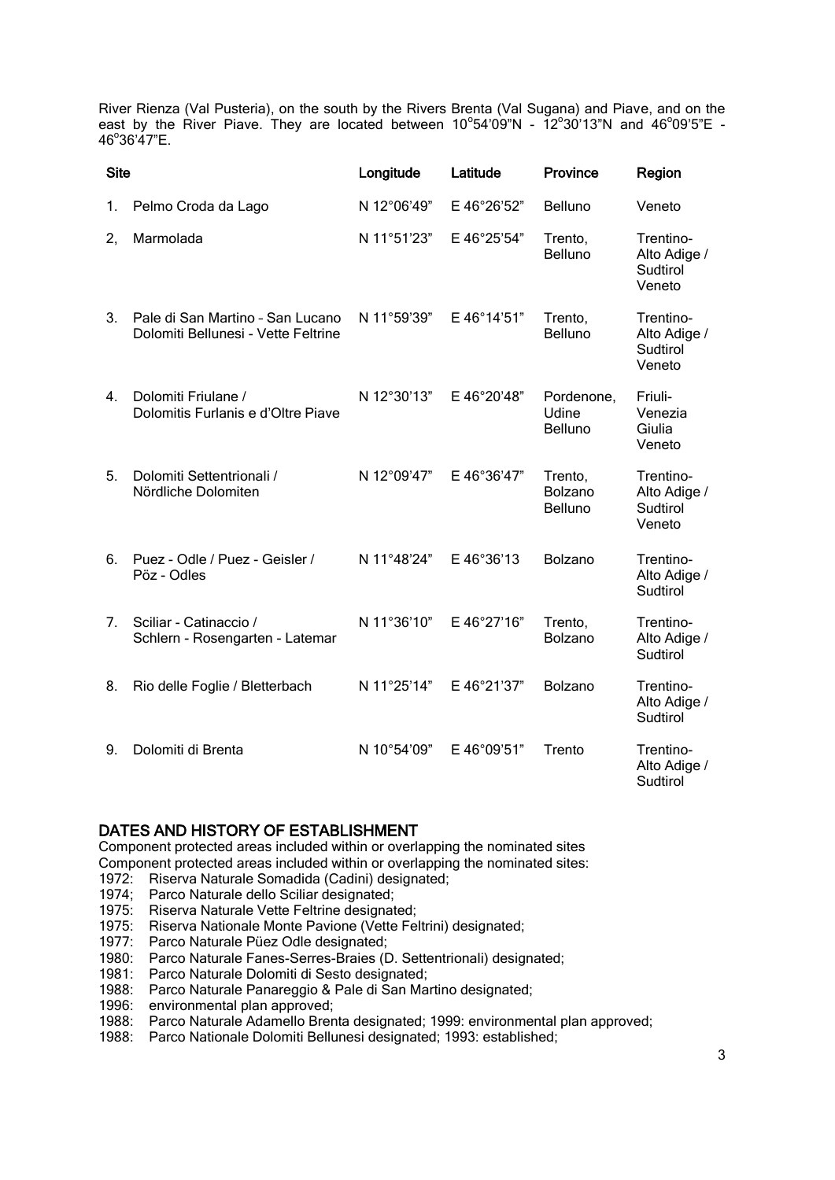River Rienza (Val Pusteria), on the south by the Rivers Brenta (Val Sugana) and Piave, and on the east by the River Piave. They are located between 10°54'09"N - 12°30'13"N and 46°09'5"E - 46°36'47"E.

| Site | | Longitude | Latitude | Province | Region |
|---|---|---|---|---|---|
| 1. | Pelmo Croda da Lago | N 12°06'49" | E 46°26'52" | Belluno | Veneto |
| 2, | Marmolada | N 11°51'23" | E 46°25'54" | Trento, Belluno | Trentino-Alto Adige / Sudtirol Veneto |
| 3. | Pale di San Martino – San Lucano Dolomiti Bellunesi - Vette Feltrine | N 11°59'39" | E 46°14'51" | Trento, Belluno | Trentino-Alto Adige / Sudtirol Veneto |
| 4. | Dolomiti Friulane / Dolomitis Furlanis e d'Oltre Piave | N 12°30'13" | E 46°20'48" | Pordenone, Udine Belluno | Friuli-Venezia Giulia Veneto |
| 5. | Dolomiti Settentrionali / Nördliche Dolomiten | N 12°09'47" | E 46°36'47" | Trento, Bolzano Belluno | Trentino-Alto Adige / Sudtirol Veneto |
| 6. | Puez - Odle / Puez - Geisler / Pöz - Odles | N 11°48'24" | E 46°36'13 | Bolzano | Trentino-Alto Adige / Sudtirol |
| 7. | Sciliar - Catinaccio / Schlern - Rosengarten - Latemar | N 11°36'10" | E 46°27'16" | Trento, Bolzano | Trentino-Alto Adige / Sudtirol |
| 8. | Rio delle Foglie / Bletterbach | N 11°25'14" | E 46°21'37" | Bolzano | Trentino-Alto Adige / Sudtirol |
| 9. | Dolomiti di Brenta | N 10°54'09" | E 46°09'51" | Trento | Trentino-Alto Adige / Sudtirol |

## DATES AND HISTORY OF ESTABLISHMENT

Component protected areas included within or overlapping the nominated sites
Component protected areas included within or overlapping the nominated sites:

1972: Riserva Naturale Somadida (Cadini) designated;
1974; Parco Naturale dello Sciliar designated;
1975: Riserva Naturale Vette Feltrine designated;
1975: Riserva Nationale Monte Pavione (Vette Feltrini) designated;
1977: Parco Naturale Püez Odle designated;
1980: Parco Naturale Fanes-Serres-Braies (D. Settentrionali) designated;
1981: Parco Naturale Dolomiti di Sesto designated;
1988: Parco Naturale Panareggio & Pale di San Martino designated;
1996: environmental plan approved;
1988: Parco Naturale Adamello Brenta designated; 1999: environmental plan approved;
1988: Parco Nationale Dolomiti Bellunesi designated; 1993: established;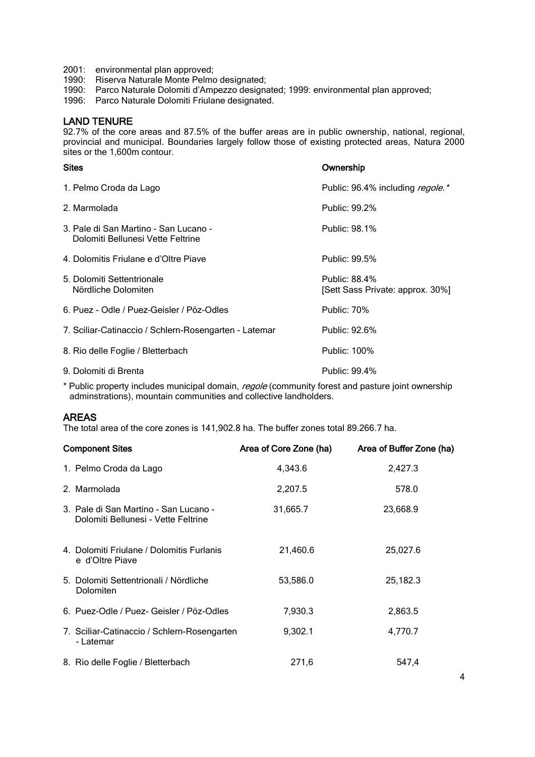2001: environmental plan approved;
1990: Riserva Naturale Monte Pelmo designated;
1990: Parco Naturale Dolomiti d'Ampezzo designated; 1999: environmental plan approved;
1996: Parco Naturale Dolomiti Friulane designated.

## LAND TENURE

92.7% of the core areas and 87.5% of the buffer areas are in public ownership, national, regional, provincial and municipal. Boundaries largely follow those of existing protected areas, Natura 2000 sites or the 1,600m contour.

| Sites | Ownership |
|---|---|
| 1. Pelmo Croda da Lago | Public: 96.4% including *regole.** |
| 2. Marmolada | Public: 99.2% |
| 3. Pale di San Martino - San Lucano - Dolomiti Bellunesi Vette Feltrine | Public: 98.1% |
| 4. Dolomitis Friulane e d'Oltre Piave | Public: 99.5% |
| 5. Dolomiti Settentrionale Nördliche Dolomiten | Public: 88.4% [Sett Sass Private: approx. 30%] |
| 6. Puez - Odle / Puez-Geisler / Pöz-Odles | Public: 70% |
| 7. Sciliar-Catinaccio / Schlern-Rosengarten - Latemar | Public: 92.6% |
| 8. Rio delle Foglie / Bletterbach | Public: 100% |
| 9. Dolomiti di Brenta | Public: 99.4% |

* Public property includes municipal domain, *regole* (community forest and pasture joint ownership adminstrations), mountain communities and collective landholders.

## AREAS

The total area of the core zones is 141,902.8 ha. The buffer zones total 89.266.7 ha.

| Component Sites | Area of Core Zone (ha) | Area of Buffer Zone (ha) |
|---|---|---|
| 1. Pelmo Croda da Lago | 4,343.6 | 2,427.3 |
| 2. Marmolada | 2,207.5 | 578.0 |
| 3. Pale di San Martino - San Lucano - Dolomiti Bellunesi - Vette Feltrine | 31,665.7 | 23,668.9 |
| 4. Dolomiti Friulane / Dolomitis Furlanis e d'Oltre Piave | 21,460.6 | 25,027.6 |
| 5. Dolomiti Settentrionali / Nördliche Dolomiten | 53,586.0 | 25,182.3 |
| 6. Puez-Odle / Puez- Geisler / Pöz-Odles | 7,930.3 | 2,863.5 |
| 7. Sciliar-Catinaccio / Schlern-Rosengarten - Latemar | 9,302.1 | 4,770.7 |
| 8. Rio delle Foglie / Bletterbach | 271,6 | 547,4 |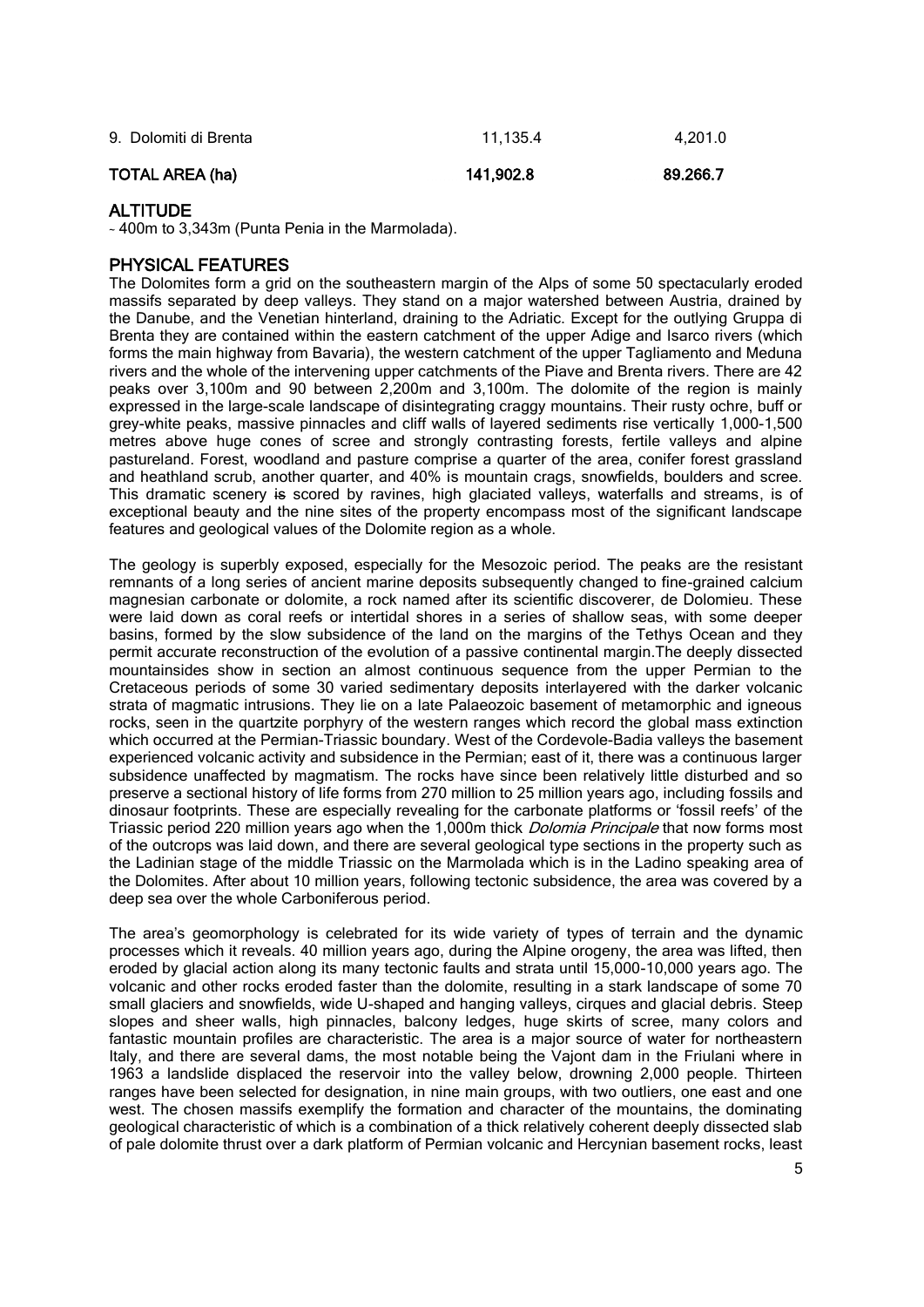| 9. Dolomiti di Brenta | 11,135.4 | 4,201.0 |
| --- | --- | --- |
| **TOTAL AREA (ha)** | **141,902.8** | **89.266.7** |

## ALTITUDE

~ 400m to 3,343m (Punta Penia in the Marmolada).

## PHYSICAL FEATURES

The Dolomites form a grid on the southeastern margin of the Alps of some 50 spectacularly eroded massifs separated by deep valleys. They stand on a major watershed between Austria, drained by the Danube, and the Venetian hinterland, draining to the Adriatic. Except for the outlying Gruppa di Brenta they are contained within the eastern catchment of the upper Adige and Isarco rivers (which forms the main highway from Bavaria), the western catchment of the upper Tagliamento and Meduna rivers and the whole of the intervening upper catchments of the Piave and Brenta rivers. There are 42 peaks over 3,100m and 90 between 2,200m and 3,100m. The dolomite of the region is mainly expressed in the large-scale landscape of disintegrating craggy mountains. Their rusty ochre, buff or grey-white peaks, massive pinnacles and cliff walls of layered sediments rise vertically 1,000-1,500 metres above huge cones of scree and strongly contrasting forests, fertile valleys and alpine pastureland. Forest, woodland and pasture comprise a quarter of the area, conifer forest grassland and heathland scrub, another quarter, and 40% is mountain crags, snowfields, boulders and scree. This dramatic scenery ~~is~~ scored by ravines, high glaciated valleys, waterfalls and streams, is of exceptional beauty and the nine sites of the property encompass most of the significant landscape features and geological values of the Dolomite region as a whole.

The geology is superbly exposed, especially for the Mesozoic period. The peaks are the resistant remnants of a long series of ancient marine deposits subsequently changed to fine-grained calcium magnesian carbonate or dolomite, a rock named after its scientific discoverer, de Dolomieu. These were laid down as coral reefs or intertidal shores in a series of shallow seas, with some deeper basins, formed by the slow subsidence of the land on the margins of the Tethys Ocean and they permit accurate reconstruction of the evolution of a passive continental margin.The deeply dissected mountainsides show in section an almost continuous sequence from the upper Permian to the Cretaceous periods of some 30 varied sedimentary deposits interlayered with the darker volcanic strata of magmatic intrusions. They lie on a late Palaeozoic basement of metamorphic and igneous rocks, seen in the quartzite porphyry of the western ranges which record the global mass extinction which occurred at the Permian-Triassic boundary. West of the Cordevole-Badia valleys the basement experienced volcanic activity and subsidence in the Permian; east of it, there was a continuous larger subsidence unaffected by magmatism. The rocks have since been relatively little disturbed and so preserve a sectional history of life forms from 270 million to 25 million years ago, including fossils and dinosaur footprints. These are especially revealing for the carbonate platforms or 'fossil reefs' of the Triassic period 220 million years ago when the 1,000m thick *Dolomia Principale* that now forms most of the outcrops was laid down, and there are several geological type sections in the property such as the Ladinian stage of the middle Triassic on the Marmolada which is in the Ladino speaking area of the Dolomites. After about 10 million years, following tectonic subsidence, the area was covered by a deep sea over the whole Carboniferous period.

The area's geomorphology is celebrated for its wide variety of types of terrain and the dynamic processes which it reveals. 40 million years ago, during the Alpine orogeny, the area was lifted, then eroded by glacial action along its many tectonic faults and strata until 15,000-10,000 years ago. The volcanic and other rocks eroded faster than the dolomite, resulting in a stark landscape of some 70 small glaciers and snowfields, wide U-shaped and hanging valleys, cirques and glacial debris. Steep slopes and sheer walls, high pinnacles, balcony ledges, huge skirts of scree, many colors and fantastic mountain profiles are characteristic. The area is a major source of water for northeastern Italy, and there are several dams, the most notable being the Vajont dam in the Friulani where in 1963 a landslide displaced the reservoir into the valley below, drowning 2,000 people. Thirteen ranges have been selected for designation, in nine main groups, with two outliers, one east and one west. The chosen massifs exemplify the formation and character of the mountains, the dominating geological characteristic of which is a combination of a thick relatively coherent deeply dissected slab of pale dolomite thrust over a dark platform of Permian volcanic and Hercynian basement rocks, least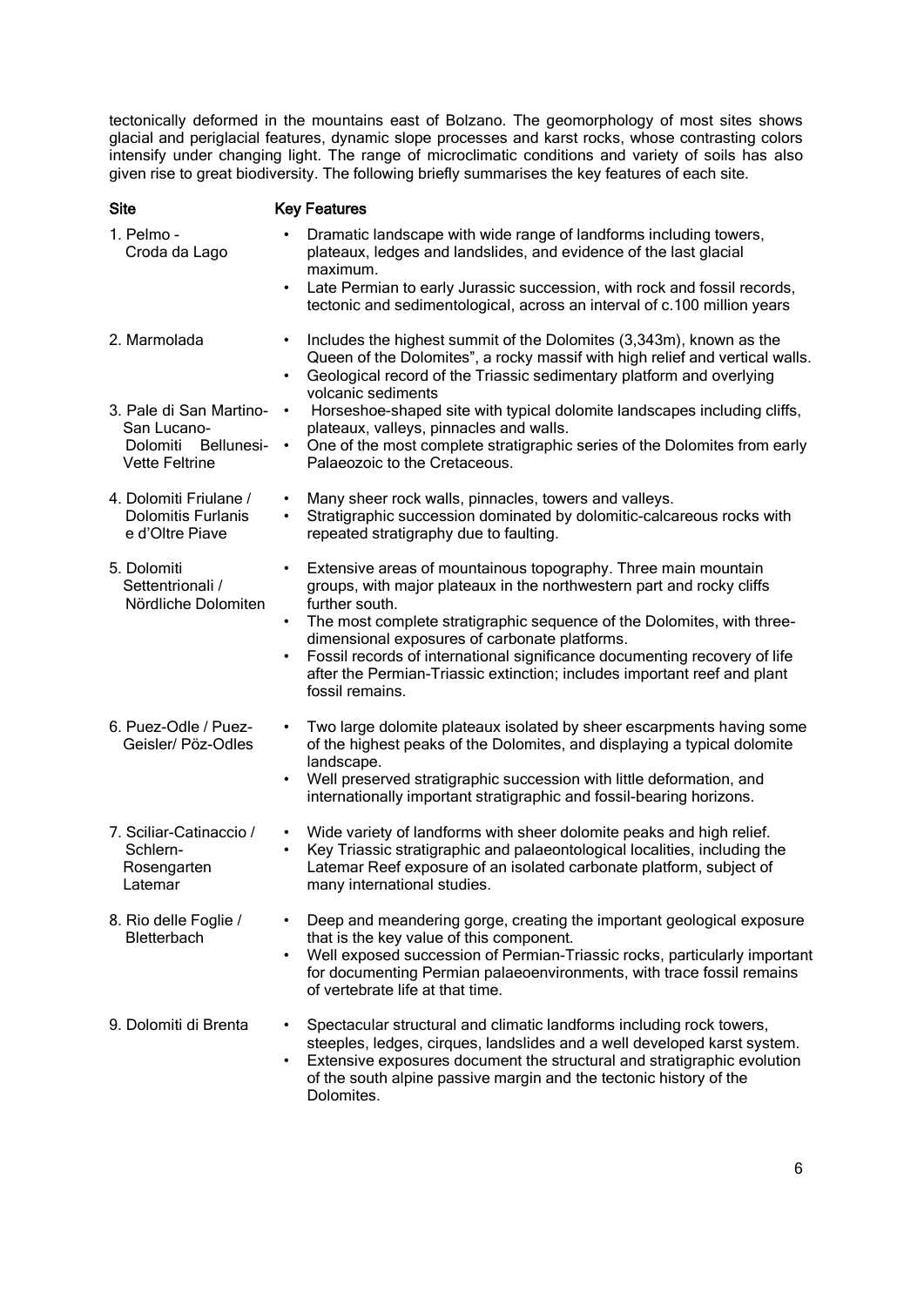tectonically deformed in the mountains east of Bolzano. The geomorphology of most sites shows glacial and periglacial features, dynamic slope processes and karst rocks, whose contrasting colors intensify under changing light. The range of microclimatic conditions and variety of soils has also given rise to great biodiversity. The following briefly summarises the key features of each site.

| Site | Key Features |
|---|---|
| 1. Pelmo - Croda da Lago | • Dramatic landscape with wide range of landforms including towers, plateaux, ledges and landslides, and evidence of the last glacial maximum.<br>• Late Permian to early Jurassic succession, with rock and fossil records, tectonic and sedimentological, across an interval of c.100 million years |
| 2. Marmolada | • Includes the highest summit of the Dolomites (3,343m), known as the Queen of the Dolomites", a rocky massif with high relief and vertical walls.<br>• Geological record of the Triassic sedimentary platform and overlying volcanic sediments |
| 3. Pale di San Martino-San Lucano-Dolomiti Bellunesi-Vette Feltrine | • Horseshoe-shaped site with typical dolomite landscapes including cliffs, plateaux, valleys, pinnacles and walls.<br>• One of the most complete stratigraphic series of the Dolomites from early Palaeozoic to the Cretaceous. |
| 4. Dolomiti Friulane / Dolomitis Furlanis e d'Oltre Piave | • Many sheer rock walls, pinnacles, towers and valleys.<br>• Stratigraphic succession dominated by dolomitic-calcareous rocks with repeated stratigraphy due to faulting. |
| 5. Dolomiti Settentrionali / Nördliche Dolomiten | • Extensive areas of mountainous topography. Three main mountain groups, with major plateaux in the northwestern part and rocky cliffs further south.<br>• The most complete stratigraphic sequence of the Dolomites, with three-dimensional exposures of carbonate platforms.<br>• Fossil records of international significance documenting recovery of life after the Permian-Triassic extinction; includes important reef and plant fossil remains. |
| 6. Puez-Odle / Puez-Geisler/ Pöz-Odles | • Two large dolomite plateaux isolated by sheer escarpments having some of the highest peaks of the Dolomites, and displaying a typical dolomite landscape.<br>• Well preserved stratigraphic succession with little deformation, and internationally important stratigraphic and fossil-bearing horizons. |
| 7. Sciliar-Catinaccio / Schlern-Rosengarten Latemar | • Wide variety of landforms with sheer dolomite peaks and high relief.<br>• Key Triassic stratigraphic and palaeontological localities, including the Latemar Reef exposure of an isolated carbonate platform, subject of many international studies. |
| 8. Rio delle Foglie / Bletterbach | • Deep and meandering gorge, creating the important geological exposure that is the key value of this component.<br>• Well exposed succession of Permian-Triassic rocks, particularly important for documenting Permian palaeoenvironments, with trace fossil remains of vertebrate life at that time. |
| 9. Dolomiti di Brenta | • Spectacular structural and climatic landforms including rock towers, steeples, ledges, cirques, landslides and a well developed karst system.<br>• Extensive exposures document the structural and stratigraphic evolution of the south alpine passive margin and the tectonic history of the Dolomites. |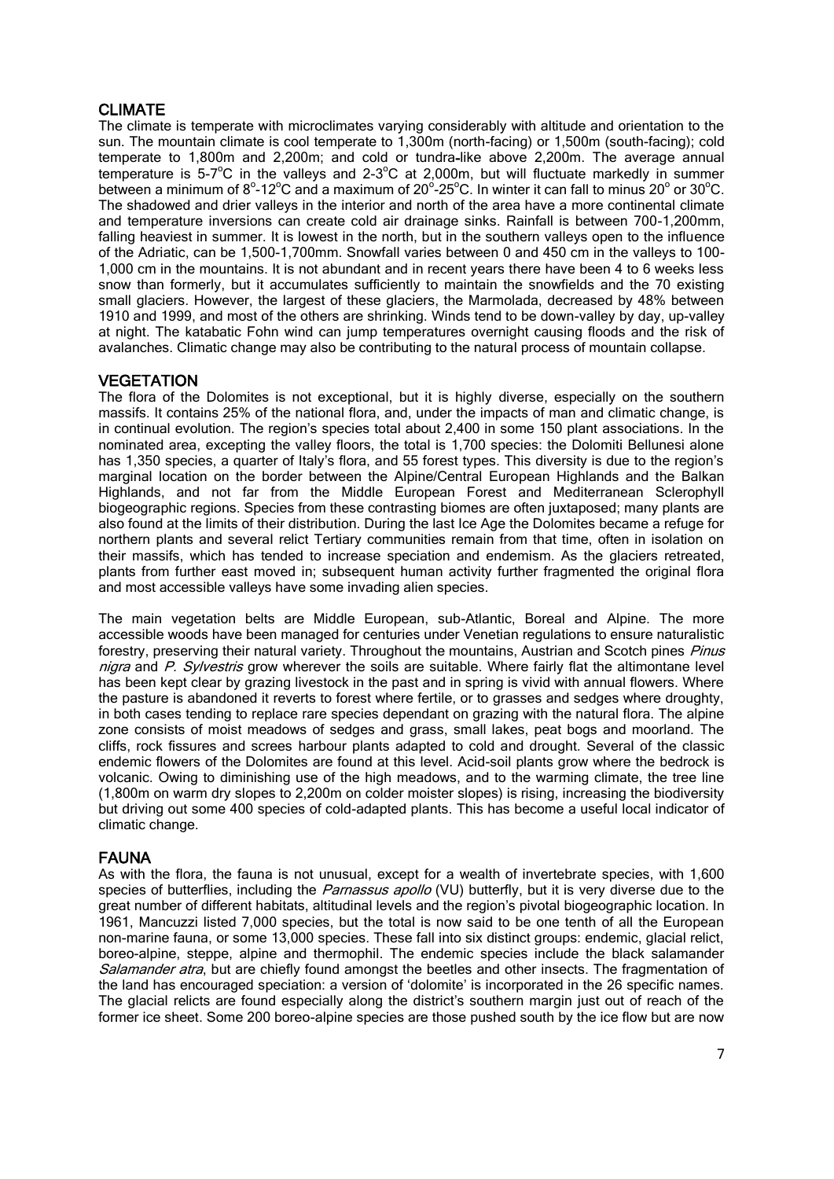## CLIMATE

The climate is temperate with microclimates varying considerably with altitude and orientation to the sun. The mountain climate is cool temperate to 1,300m (north-facing) or 1,500m (south-facing); cold temperate to 1,800m and 2,200m; and cold or tundra-like above 2,200m. The average annual temperature is 5-7°C in the valleys and 2-3°C at 2,000m, but will fluctuate markedly in summer between a minimum of 8°-12°C and a maximum of 20°-25°C. In winter it can fall to minus 20° or 30°C. The shadowed and drier valleys in the interior and north of the area have a more continental climate and temperature inversions can create cold air drainage sinks. Rainfall is between 700-1,200mm, falling heaviest in summer. It is lowest in the north, but in the southern valleys open to the influence of the Adriatic, can be 1,500-1,700mm. Snowfall varies between 0 and 450 cm in the valleys to 100-1,000 cm in the mountains. It is not abundant and in recent years there have been 4 to 6 weeks less snow than formerly, but it accumulates sufficiently to maintain the snowfields and the 70 existing small glaciers. However, the largest of these glaciers, the Marmolada, decreased by 48% between 1910 and 1999, and most of the others are shrinking. Winds tend to be down-valley by day, up-valley at night. The katabatic Fohn wind can jump temperatures overnight causing floods and the risk of avalanches. Climatic change may also be contributing to the natural process of mountain collapse.

## VEGETATION

The flora of the Dolomites is not exceptional, but it is highly diverse, especially on the southern massifs. It contains 25% of the national flora, and, under the impacts of man and climatic change, is in continual evolution. The region's species total about 2,400 in some 150 plant associations. In the nominated area, excepting the valley floors, the total is 1,700 species: the Dolomiti Bellunesi alone has 1,350 species, a quarter of Italy's flora, and 55 forest types. This diversity is due to the region's marginal location on the border between the Alpine/Central European Highlands and the Balkan Highlands, and not far from the Middle European Forest and Mediterranean Sclerophyll biogeographic regions. Species from these contrasting biomes are often juxtaposed; many plants are also found at the limits of their distribution. During the last Ice Age the Dolomites became a refuge for northern plants and several relict Tertiary communities remain from that time, often in isolation on their massifs, which has tended to increase speciation and endemism. As the glaciers retreated, plants from further east moved in; subsequent human activity further fragmented the original flora and most accessible valleys have some invading alien species.

The main vegetation belts are Middle European, sub-Atlantic, Boreal and Alpine. The more accessible woods have been managed for centuries under Venetian regulations to ensure naturalistic forestry, preserving their natural variety. Throughout the mountains, Austrian and Scotch pines *Pinus nigra* and *P. Sylvestris* grow wherever the soils are suitable. Where fairly flat the altimontane level has been kept clear by grazing livestock in the past and in spring is vivid with annual flowers. Where the pasture is abandoned it reverts to forest where fertile, or to grasses and sedges where droughty, in both cases tending to replace rare species dependant on grazing with the natural flora. The alpine zone consists of moist meadows of sedges and grass, small lakes, peat bogs and moorland. The cliffs, rock fissures and screes harbour plants adapted to cold and drought. Several of the classic endemic flowers of the Dolomites are found at this level. Acid-soil plants grow where the bedrock is volcanic. Owing to diminishing use of the high meadows, and to the warming climate, the tree line (1,800m on warm dry slopes to 2,200m on colder moister slopes) is rising, increasing the biodiversity but driving out some 400 species of cold-adapted plants. This has become a useful local indicator of climatic change.

## FAUNA

As with the flora, the fauna is not unusual, except for a wealth of invertebrate species, with 1,600 species of butterflies, including the *Parnassus apollo* (VU) butterfly, but it is very diverse due to the great number of different habitats, altitudinal levels and the region's pivotal biogeographic location. In 1961, Mancuzzi listed 7,000 species, but the total is now said to be one tenth of all the European non-marine fauna, or some 13,000 species. These fall into six distinct groups: endemic, glacial relict, boreo-alpine, steppe, alpine and thermophil. The endemic species include the black salamander *Salamander atra*, but are chiefly found amongst the beetles and other insects. The fragmentation of the land has encouraged speciation: a version of 'dolomite' is incorporated in the 26 specific names. The glacial relicts are found especially along the district's southern margin just out of reach of the former ice sheet. Some 200 boreo-alpine species are those pushed south by the ice flow but are now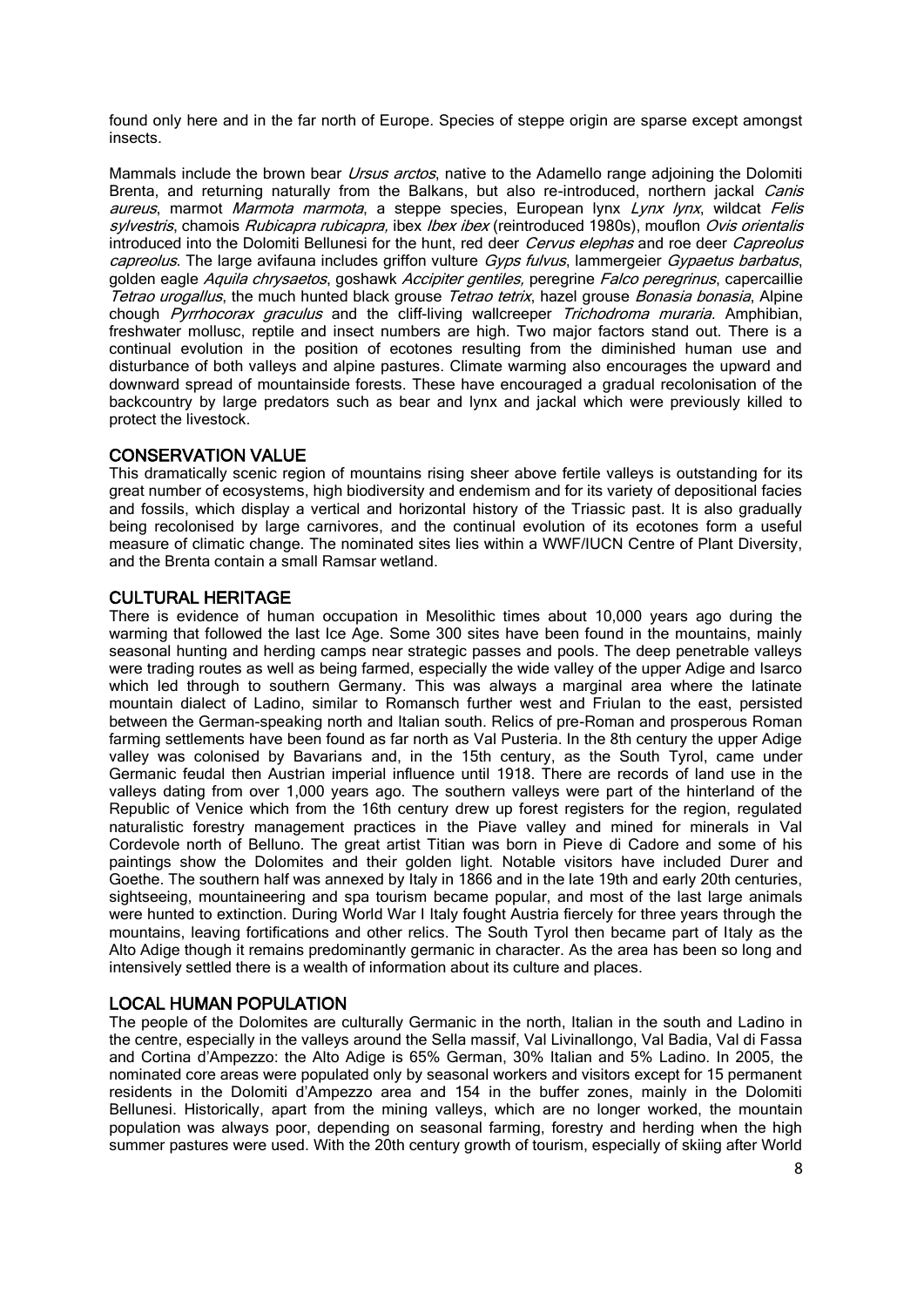found only here and in the far north of Europe. Species of steppe origin are sparse except amongst insects.

Mammals include the brown bear *Ursus arctos*, native to the Adamello range adjoining the Dolomiti Brenta, and returning naturally from the Balkans, but also re-introduced, northern jackal *Canis aureus*, marmot *Marmota marmota*, a steppe species, European lynx *Lynx lynx*, wildcat *Felis sylvestris*, chamois *Rubicapra rubicapra,* ibex *Ibex ibex* (reintroduced 1980s), mouflon *Ovis orientalis* introduced into the Dolomiti Bellunesi for the hunt, red deer *Cervus elephas* and roe deer *Capreolus capreolus*. The large avifauna includes griffon vulture *Gyps fulvus*, lammergeier *Gypaetus barbatus*, golden eagle *Aquila chrysaetos*, goshawk *Accipiter gentiles,* peregrine *Falco peregrinus*, capercaillie *Tetrao urogallus*, the much hunted black grouse *Tetrao tetrix*, hazel grouse *Bonasia bonasia*, Alpine chough *Pyrrhocorax graculus* and the cliff-living wallcreeper *Trichodroma muraria*. Amphibian, freshwater mollusc, reptile and insect numbers are high. Two major factors stand out. There is a continual evolution in the position of ecotones resulting from the diminished human use and disturbance of both valleys and alpine pastures. Climate warming also encourages the upward and downward spread of mountainside forests. These have encouraged a gradual recolonisation of the backcountry by large predators such as bear and lynx and jackal which were previously killed to protect the livestock.

## CONSERVATION VALUE

This dramatically scenic region of mountains rising sheer above fertile valleys is outstanding for its great number of ecosystems, high biodiversity and endemism and for its variety of depositional facies and fossils, which display a vertical and horizontal history of the Triassic past. It is also gradually being recolonised by large carnivores, and the continual evolution of its ecotones form a useful measure of climatic change. The nominated sites lies within a WWF/IUCN Centre of Plant Diversity, and the Brenta contain a small Ramsar wetland.

## CULTURAL HERITAGE

There is evidence of human occupation in Mesolithic times about 10,000 years ago during the warming that followed the last Ice Age. Some 300 sites have been found in the mountains, mainly seasonal hunting and herding camps near strategic passes and pools. The deep penetrable valleys were trading routes as well as being farmed, especially the wide valley of the upper Adige and Isarco which led through to southern Germany. This was always a marginal area where the latinate mountain dialect of Ladino, similar to Romansch further west and Friulan to the east, persisted between the German-speaking north and Italian south. Relics of pre-Roman and prosperous Roman farming settlements have been found as far north as Val Pusteria. In the 8th century the upper Adige valley was colonised by Bavarians and, in the 15th century, as the South Tyrol, came under Germanic feudal then Austrian imperial influence until 1918. There are records of land use in the valleys dating from over 1,000 years ago. The southern valleys were part of the hinterland of the Republic of Venice which from the 16th century drew up forest registers for the region, regulated naturalistic forestry management practices in the Piave valley and mined for minerals in Val Cordevole north of Belluno. The great artist Titian was born in Pieve di Cadore and some of his paintings show the Dolomites and their golden light. Notable visitors have included Durer and Goethe. The southern half was annexed by Italy in 1866 and in the late 19th and early 20th centuries, sightseeing, mountaineering and spa tourism became popular, and most of the last large animals were hunted to extinction. During World War I Italy fought Austria fiercely for three years through the mountains, leaving fortifications and other relics. The South Tyrol then became part of Italy as the Alto Adige though it remains predominantly germanic in character. As the area has been so long and intensively settled there is a wealth of information about its culture and places.

## LOCAL HUMAN POPULATION

The people of the Dolomites are culturally Germanic in the north, Italian in the south and Ladino in the centre, especially in the valleys around the Sella massif, Val Livinallongo, Val Badia, Val di Fassa and Cortina d'Ampezzo: the Alto Adige is 65% German, 30% Italian and 5% Ladino. In 2005, the nominated core areas were populated only by seasonal workers and visitors except for 15 permanent residents in the Dolomiti d'Ampezzo area and 154 in the buffer zones, mainly in the Dolomiti Bellunesi. Historically, apart from the mining valleys, which are no longer worked, the mountain population was always poor, depending on seasonal farming, forestry and herding when the high summer pastures were used. With the 20th century growth of tourism, especially of skiing after World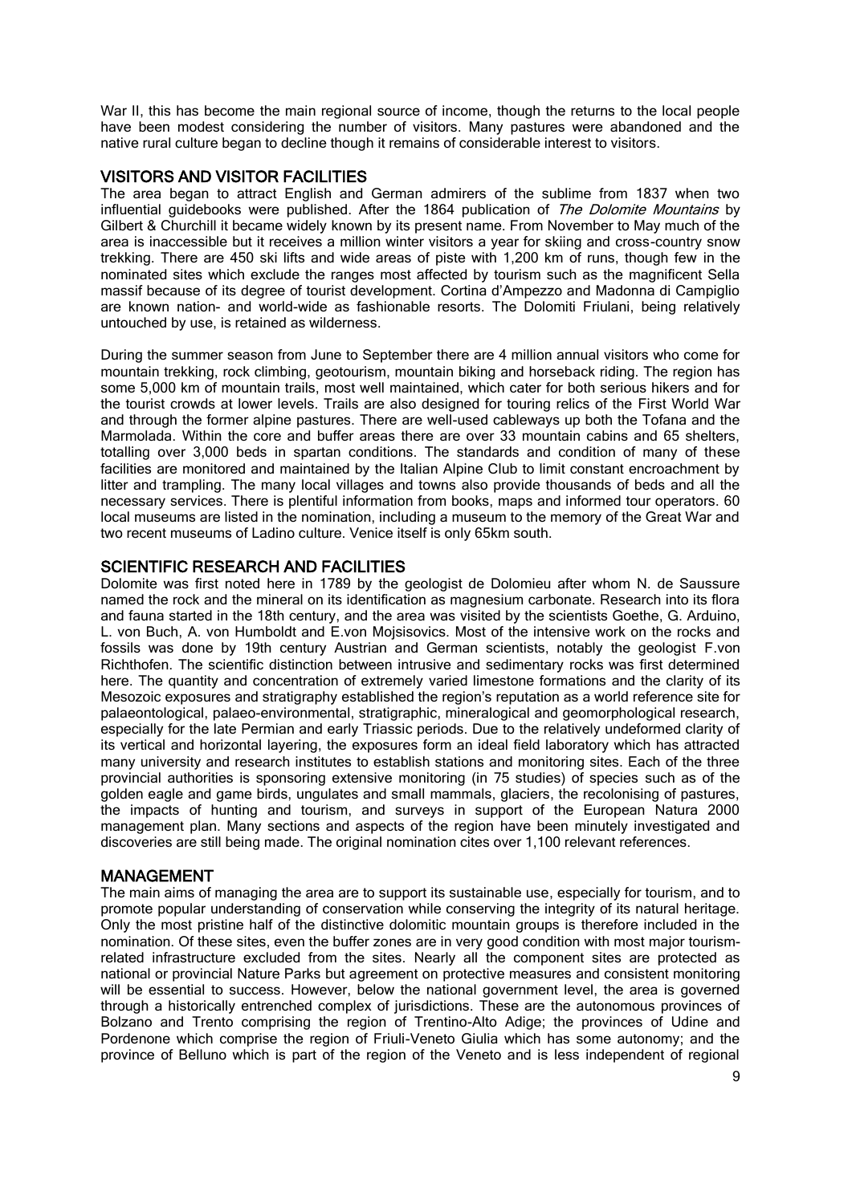War II, this has become the main regional source of income, though the returns to the local people have been modest considering the number of visitors. Many pastures were abandoned and the native rural culture began to decline though it remains of considerable interest to visitors.

## VISITORS AND VISITOR FACILITIES

The area began to attract English and German admirers of the sublime from 1837 when two influential guidebooks were published. After the 1864 publication of *The Dolomite Mountains* by Gilbert & Churchill it became widely known by its present name. From November to May much of the area is inaccessible but it receives a million winter visitors a year for skiing and cross-country snow trekking. There are 450 ski lifts and wide areas of piste with 1,200 km of runs, though few in the nominated sites which exclude the ranges most affected by tourism such as the magnificent Sella massif because of its degree of tourist development. Cortina d'Ampezzo and Madonna di Campiglio are known nation- and world-wide as fashionable resorts. The Dolomiti Friulani, being relatively untouched by use, is retained as wilderness.

During the summer season from June to September there are 4 million annual visitors who come for mountain trekking, rock climbing, geotourism, mountain biking and horseback riding. The region has some 5,000 km of mountain trails, most well maintained, which cater for both serious hikers and for the tourist crowds at lower levels. Trails are also designed for touring relics of the First World War and through the former alpine pastures. There are well-used cableways up both the Tofana and the Marmolada. Within the core and buffer areas there are over 33 mountain cabins and 65 shelters, totalling over 3,000 beds in spartan conditions. The standards and condition of many of these facilities are monitored and maintained by the Italian Alpine Club to limit constant encroachment by litter and trampling. The many local villages and towns also provide thousands of beds and all the necessary services. There is plentiful information from books, maps and informed tour operators. 60 local museums are listed in the nomination, including a museum to the memory of the Great War and two recent museums of Ladino culture. Venice itself is only 65km south.

## SCIENTIFIC RESEARCH AND FACILITIES

Dolomite was first noted here in 1789 by the geologist de Dolomieu after whom N. de Saussure named the rock and the mineral on its identification as magnesium carbonate. Research into its flora and fauna started in the 18th century, and the area was visited by the scientists Goethe, G. Arduino, L. von Buch, A. von Humboldt and E.von Mojsisovics. Most of the intensive work on the rocks and fossils was done by 19th century Austrian and German scientists, notably the geologist F.von Richthofen. The scientific distinction between intrusive and sedimentary rocks was first determined here. The quantity and concentration of extremely varied limestone formations and the clarity of its Mesozoic exposures and stratigraphy established the region's reputation as a world reference site for palaeontological, palaeo-environmental, stratigraphic, mineralogical and geomorphological research, especially for the late Permian and early Triassic periods. Due to the relatively undeformed clarity of its vertical and horizontal layering, the exposures form an ideal field laboratory which has attracted many university and research institutes to establish stations and monitoring sites. Each of the three provincial authorities is sponsoring extensive monitoring (in 75 studies) of species such as of the golden eagle and game birds, ungulates and small mammals, glaciers, the recolonising of pastures, the impacts of hunting and tourism, and surveys in support of the European Natura 2000 management plan. Many sections and aspects of the region have been minutely investigated and discoveries are still being made. The original nomination cites over 1,100 relevant references.

## MANAGEMENT

The main aims of managing the area are to support its sustainable use, especially for tourism, and to promote popular understanding of conservation while conserving the integrity of its natural heritage. Only the most pristine half of the distinctive dolomitic mountain groups is therefore included in the nomination. Of these sites, even the buffer zones are in very good condition with most major tourism-related infrastructure excluded from the sites. Nearly all the component sites are protected as national or provincial Nature Parks but agreement on protective measures and consistent monitoring will be essential to success. However, below the national government level, the area is governed through a historically entrenched complex of jurisdictions. These are the autonomous provinces of Bolzano and Trento comprising the region of Trentino-Alto Adige; the provinces of Udine and Pordenone which comprise the region of Friuli-Veneto Giulia which has some autonomy; and the province of Belluno which is part of the region of the Veneto and is less independent of regional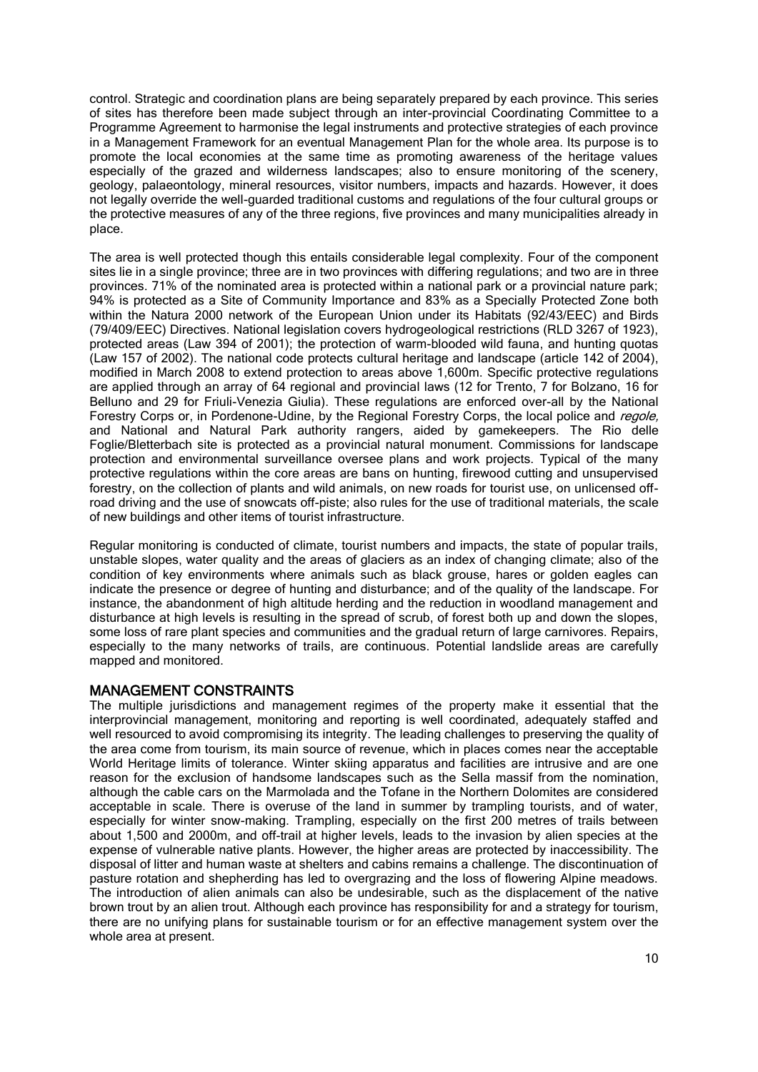control. Strategic and coordination plans are being separately prepared by each province. This series of sites has therefore been made subject through an inter-provincial Coordinating Committee to a Programme Agreement to harmonise the legal instruments and protective strategies of each province in a Management Framework for an eventual Management Plan for the whole area. Its purpose is to promote the local economies at the same time as promoting awareness of the heritage values especially of the grazed and wilderness landscapes; also to ensure monitoring of the scenery, geology, palaeontology, mineral resources, visitor numbers, impacts and hazards. However, it does not legally override the well-guarded traditional customs and regulations of the four cultural groups or the protective measures of any of the three regions, five provinces and many municipalities already in place.

The area is well protected though this entails considerable legal complexity. Four of the component sites lie in a single province; three are in two provinces with differing regulations; and two are in three provinces. 71% of the nominated area is protected within a national park or a provincial nature park; 94% is protected as a Site of Community Importance and 83% as a Specially Protected Zone both within the Natura 2000 network of the European Union under its Habitats (92/43/EEC) and Birds (79/409/EEC) Directives. National legislation covers hydrogeological restrictions (RLD 3267 of 1923), protected areas (Law 394 of 2001); the protection of warm-blooded wild fauna, and hunting quotas (Law 157 of 2002). The national code protects cultural heritage and landscape (article 142 of 2004), modified in March 2008 to extend protection to areas above 1,600m. Specific protective regulations are applied through an array of 64 regional and provincial laws (12 for Trento, 7 for Bolzano, 16 for Belluno and 29 for Friuli-Venezia Giulia). These regulations are enforced over-all by the National Forestry Corps or, in Pordenone-Udine, by the Regional Forestry Corps, the local police and *regole,* and National and Natural Park authority rangers, aided by gamekeepers. The Rio delle Foglie/Bletterbach site is protected as a provincial natural monument. Commissions for landscape protection and environmental surveillance oversee plans and work projects. Typical of the many protective regulations within the core areas are bans on hunting, firewood cutting and unsupervised forestry, on the collection of plants and wild animals, on new roads for tourist use, on unlicensed off-road driving and the use of snowcats off-piste; also rules for the use of traditional materials, the scale of new buildings and other items of tourist infrastructure.

Regular monitoring is conducted of climate, tourist numbers and impacts, the state of popular trails, unstable slopes, water quality and the areas of glaciers as an index of changing climate; also of the condition of key environments where animals such as black grouse, hares or golden eagles can indicate the presence or degree of hunting and disturbance; and of the quality of the landscape. For instance, the abandonment of high altitude herding and the reduction in woodland management and disturbance at high levels is resulting in the spread of scrub, of forest both up and down the slopes, some loss of rare plant species and communities and the gradual return of large carnivores. Repairs, especially to the many networks of trails, are continuous. Potential landslide areas are carefully mapped and monitored.

## MANAGEMENT CONSTRAINTS

The multiple jurisdictions and management regimes of the property make it essential that the interprovincial management, monitoring and reporting is well coordinated, adequately staffed and well resourced to avoid compromising its integrity. The leading challenges to preserving the quality of the area come from tourism, its main source of revenue, which in places comes near the acceptable World Heritage limits of tolerance. Winter skiing apparatus and facilities are intrusive and are one reason for the exclusion of handsome landscapes such as the Sella massif from the nomination, although the cable cars on the Marmolada and the Tofane in the Northern Dolomites are considered acceptable in scale. There is overuse of the land in summer by trampling tourists, and of water, especially for winter snow-making. Trampling, especially on the first 200 metres of trails between about 1,500 and 2000m, and off-trail at higher levels, leads to the invasion by alien species at the expense of vulnerable native plants. However, the higher areas are protected by inaccessibility. The disposal of litter and human waste at shelters and cabins remains a challenge. The discontinuation of pasture rotation and shepherding has led to overgrazing and the loss of flowering Alpine meadows. The introduction of alien animals can also be undesirable, such as the displacement of the native brown trout by an alien trout. Although each province has responsibility for and a strategy for tourism, there are no unifying plans for sustainable tourism or for an effective management system over the whole area at present.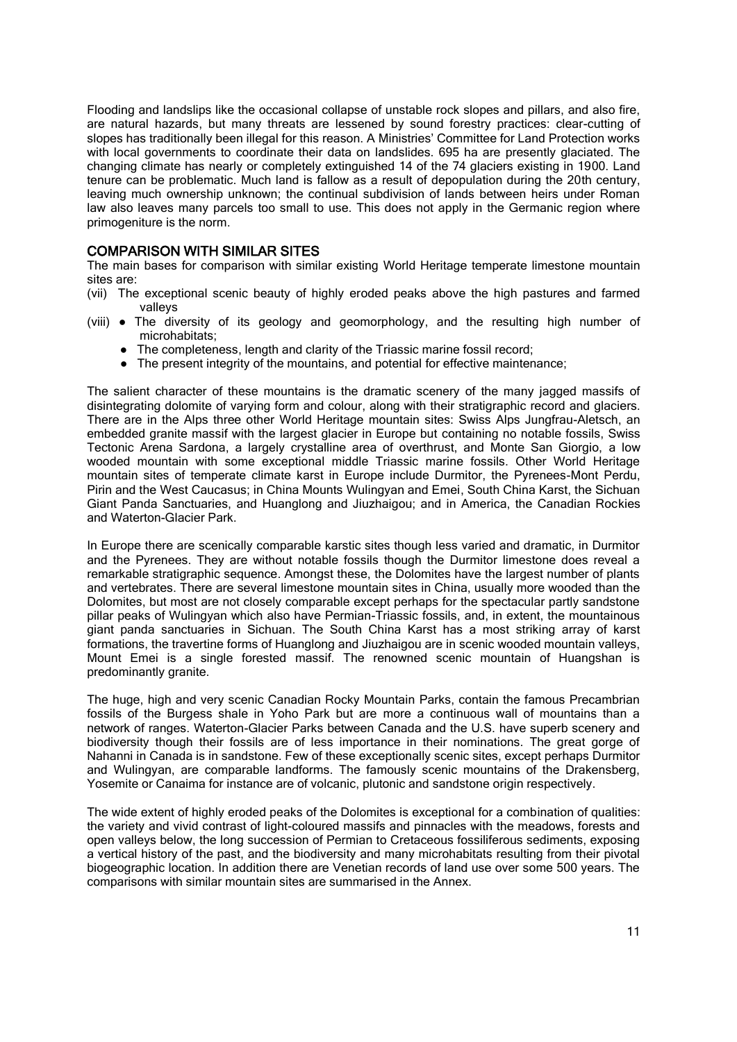Flooding and landslips like the occasional collapse of unstable rock slopes and pillars, and also fire, are natural hazards, but many threats are lessened by sound forestry practices: clear-cutting of slopes has traditionally been illegal for this reason. A Ministries' Committee for Land Protection works with local governments to coordinate their data on landslides. 695 ha are presently glaciated. The changing climate has nearly or completely extinguished 14 of the 74 glaciers existing in 1900. Land tenure can be problematic. Much land is fallow as a result of depopulation during the 20th century, leaving much ownership unknown; the continual subdivision of lands between heirs under Roman law also leaves many parcels too small to use. This does not apply in the Germanic region where primogeniture is the norm.

## COMPARISON WITH SIMILAR SITES

The main bases for comparison with similar existing World Heritage temperate limestone mountain sites are:

(vii) The exceptional scenic beauty of highly eroded peaks above the high pastures and farmed valleys

(viii)
- The diversity of its geology and geomorphology, and the resulting high number of microhabitats;
- The completeness, length and clarity of the Triassic marine fossil record;
- The present integrity of the mountains, and potential for effective maintenance;

The salient character of these mountains is the dramatic scenery of the many jagged massifs of disintegrating dolomite of varying form and colour, along with their stratigraphic record and glaciers. There are in the Alps three other World Heritage mountain sites: Swiss Alps Jungfrau-Aletsch, an embedded granite massif with the largest glacier in Europe but containing no notable fossils, Swiss Tectonic Arena Sardona, a largely crystalline area of overthrust, and Monte San Giorgio, a low wooded mountain with some exceptional middle Triassic marine fossils. Other World Heritage mountain sites of temperate climate karst in Europe include Durmitor, the Pyrenees-Mont Perdu, Pirin and the West Caucasus; in China Mounts Wulingyan and Emei, South China Karst, the Sichuan Giant Panda Sanctuaries, and Huanglong and Jiuzhaigou; and in America, the Canadian Rockies and Waterton-Glacier Park.

In Europe there are scenically comparable karstic sites though less varied and dramatic, in Durmitor and the Pyrenees. They are without notable fossils though the Durmitor limestone does reveal a remarkable stratigraphic sequence. Amongst these, the Dolomites have the largest number of plants and vertebrates. There are several limestone mountain sites in China, usually more wooded than the Dolomites, but most are not closely comparable except perhaps for the spectacular partly sandstone pillar peaks of Wulingyan which also have Permian-Triassic fossils, and, in extent, the mountainous giant panda sanctuaries in Sichuan. The South China Karst has a most striking array of karst formations, the travertine forms of Huanglong and Jiuzhaigou are in scenic wooded mountain valleys, Mount Emei is a single forested massif. The renowned scenic mountain of Huangshan is predominantly granite.

The huge, high and very scenic Canadian Rocky Mountain Parks, contain the famous Precambrian fossils of the Burgess shale in Yoho Park but are more a continuous wall of mountains than a network of ranges. Waterton-Glacier Parks between Canada and the U.S. have superb scenery and biodiversity though their fossils are of less importance in their nominations. The great gorge of Nahanni in Canada is in sandstone. Few of these exceptionally scenic sites, except perhaps Durmitor and Wulingyan, are comparable landforms. The famously scenic mountains of the Drakensberg, Yosemite or Canaima for instance are of volcanic, plutonic and sandstone origin respectively.

The wide extent of highly eroded peaks of the Dolomites is exceptional for a combination of qualities: the variety and vivid contrast of light-coloured massifs and pinnacles with the meadows, forests and open valleys below, the long succession of Permian to Cretaceous fossiliferous sediments, exposing a vertical history of the past, and the biodiversity and many microhabitats resulting from their pivotal biogeographic location. In addition there are Venetian records of land use over some 500 years. The comparisons with similar mountain sites are summarised in the Annex.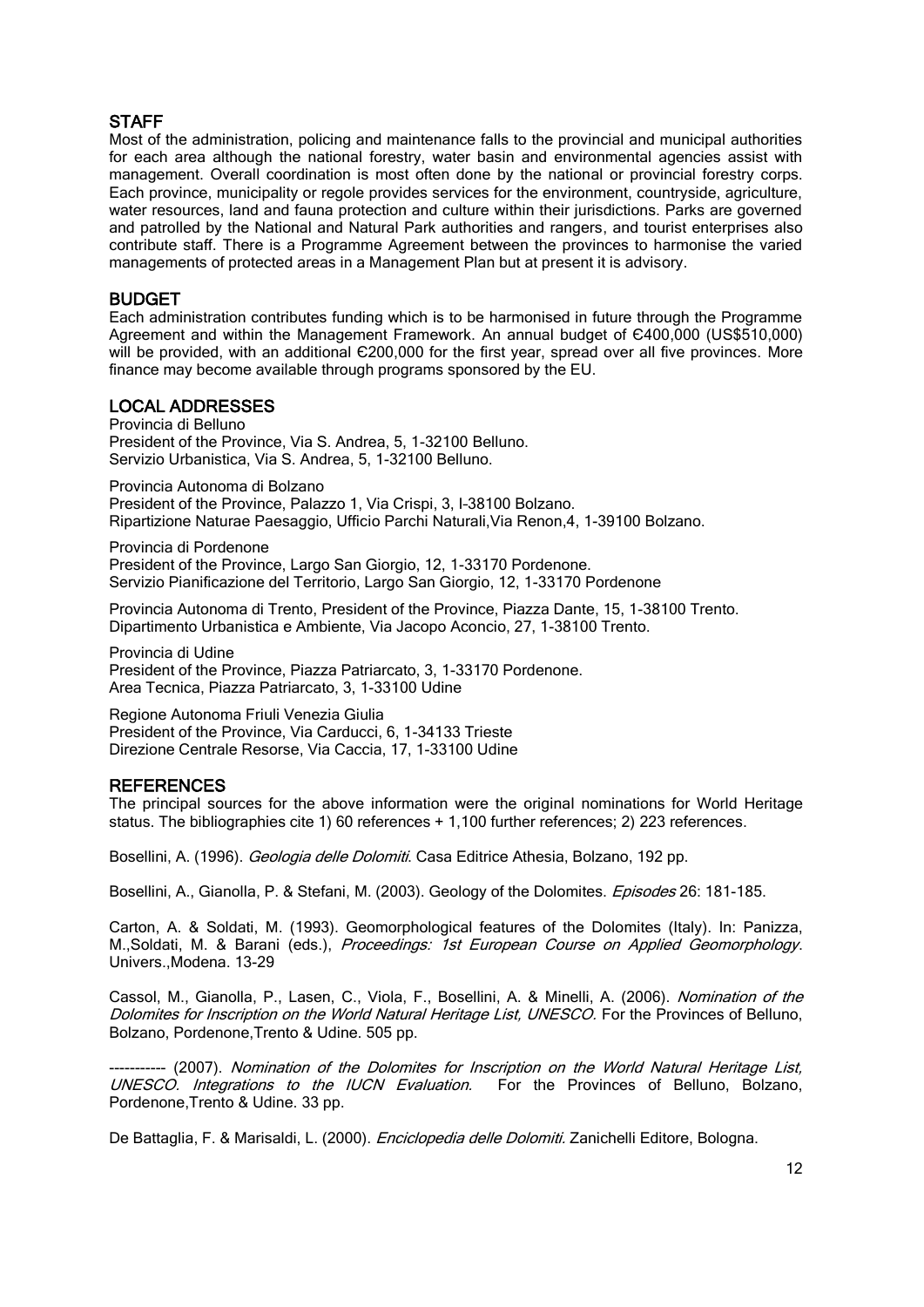## STAFF

Most of the administration, policing and maintenance falls to the provincial and municipal authorities for each area although the national forestry, water basin and environmental agencies assist with management. Overall coordination is most often done by the national or provincial forestry corps. Each province, municipality or regole provides services for the environment, countryside, agriculture, water resources, land and fauna protection and culture within their jurisdictions. Parks are governed and patrolled by the National and Natural Park authorities and rangers, and tourist enterprises also contribute staff. There is a Programme Agreement between the provinces to harmonise the varied managements of protected areas in a Management Plan but at present it is advisory.

## BUDGET

Each administration contributes funding which is to be harmonised in future through the Programme Agreement and within the Management Framework. An annual budget of €400,000 (US$510,000) will be provided, with an additional €200,000 for the first year, spread over all five provinces. More finance may become available through programs sponsored by the EU.

## LOCAL ADDRESSES

Provincia di Belluno
President of the Province, Via S. Andrea, 5, 1-32100 Belluno.
Servizio Urbanistica, Via S. Andrea, 5, 1-32100 Belluno.

Provincia Autonoma di Bolzano
President of the Province, Palazzo 1, Via Crispi, 3, I-38100 Bolzano.
Ripartizione Naturae Paesaggio, Ufficio Parchi Naturali,Via Renon,4, 1-39100 Bolzano.

Provincia di Pordenone
President of the Province, Largo San Giorgio, 12, 1-33170 Pordenone.
Servizio Pianificazione del Territorio, Largo San Giorgio, 12, 1-33170 Pordenone

Provincia Autonoma di Trento, President of the Province, Piazza Dante, 15, 1-38100 Trento.
Dipartimento Urbanistica e Ambiente, Via Jacopo Aconcio, 27, 1-38100 Trento.

Provincia di Udine
President of the Province, Piazza Patriarcato, 3, 1-33170 Pordenone.
Area Tecnica, Piazza Patriarcato, 3, 1-33100 Udine

Regione Autonoma Friuli Venezia Giulia
President of the Province, Via Carducci, 6, 1-34133 Trieste
Direzione Centrale Resorse, Via Caccia, 17, 1-33100 Udine

## REFERENCES

The principal sources for the above information were the original nominations for World Heritage status. The bibliographies cite 1) 60 references + 1,100 further references; 2) 223 references.

Bosellini, A. (1996). *Geologia delle Dolomiti*. Casa Editrice Athesia, Bolzano, 192 pp.

Bosellini, A., Gianolla, P. & Stefani, M. (2003). Geology of the Dolomites. *Episodes* 26: 181-185.

Carton, A. & Soldati, M. (1993). Geomorphological features of the Dolomites (Italy). In: Panizza, M.,Soldati, M. & Barani (eds.), *Proceedings: 1st European Course on Applied Geomorphology*. Univers.,Modena. 13-29

Cassol, M., Gianolla, P., Lasen, C., Viola, F., Bosellini, A. & Minelli, A. (2006). *Nomination of the Dolomites for Inscription on the World Natural Heritage List, UNESCO*. For the Provinces of Belluno, Bolzano, Pordenone,Trento & Udine. 505 pp.

----------- (2007). *Nomination of the Dolomites for Inscription on the World Natural Heritage List, UNESCO. Integrations to the IUCN Evaluation*. For the Provinces of Belluno, Bolzano, Pordenone,Trento & Udine. 33 pp.

De Battaglia, F. & Marisaldi, L. (2000). *Enciclopedia delle Dolomiti*. Zanichelli Editore, Bologna.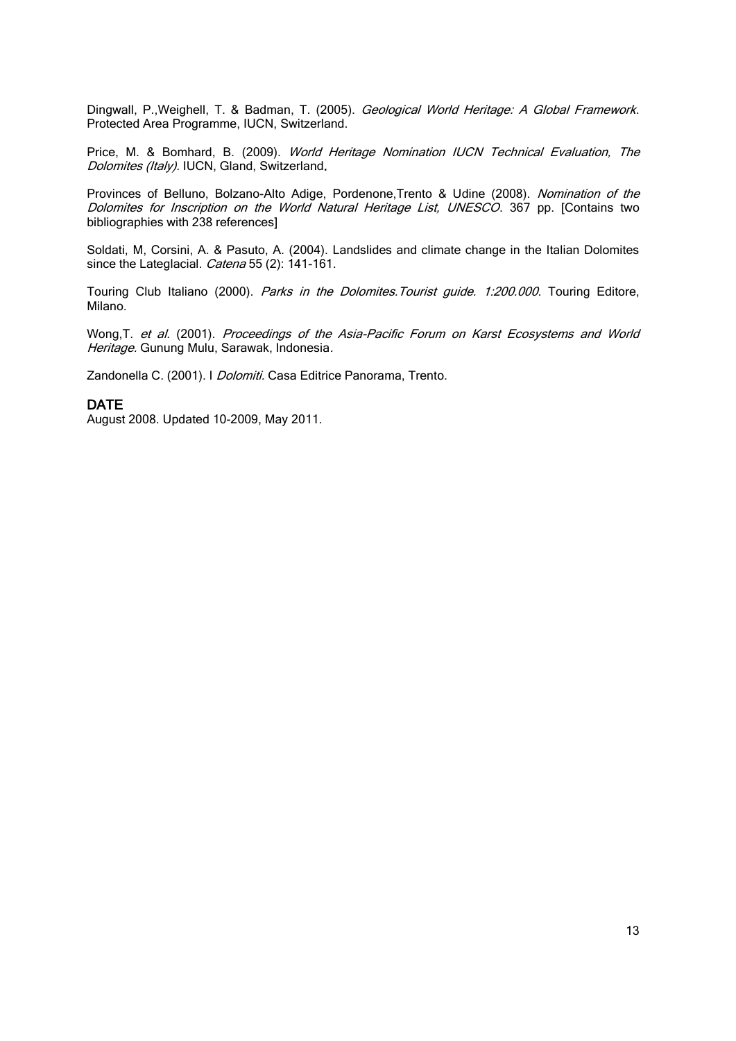Dingwall, P.,Weighell, T. & Badman, T. (2005). *Geological World Heritage: A Global Framework*. Protected Area Programme, IUCN, Switzerland.

Price, M. & Bomhard, B. (2009). *World Heritage Nomination IUCN Technical Evaluation, The Dolomites (Italy)*. IUCN, Gland, Switzerland.

Provinces of Belluno, Bolzano-Alto Adige, Pordenone,Trento & Udine (2008). *Nomination of the Dolomites for Inscription on the World Natural Heritage List, UNESCO*. 367 pp. [Contains two bibliographies with 238 references]

Soldati, M, Corsini, A. & Pasuto, A. (2004). Landslides and climate change in the Italian Dolomites since the Lateglacial. *Catena* 55 (2): 141-161.

Touring Club Italiano (2000). *Parks in the Dolomites.Tourist guide. 1:200.000*. Touring Editore, Milano.

Wong,T. *et al*. (2001). *Proceedings of the Asia-Pacific Forum on Karst Ecosystems and World Heritage*. Gunung Mulu, Sarawak, Indonesia.

Zandonella C. (2001). I *Dolomiti*. Casa Editrice Panorama, Trento.

## DATE

August 2008. Updated 10-2009, May 2011.